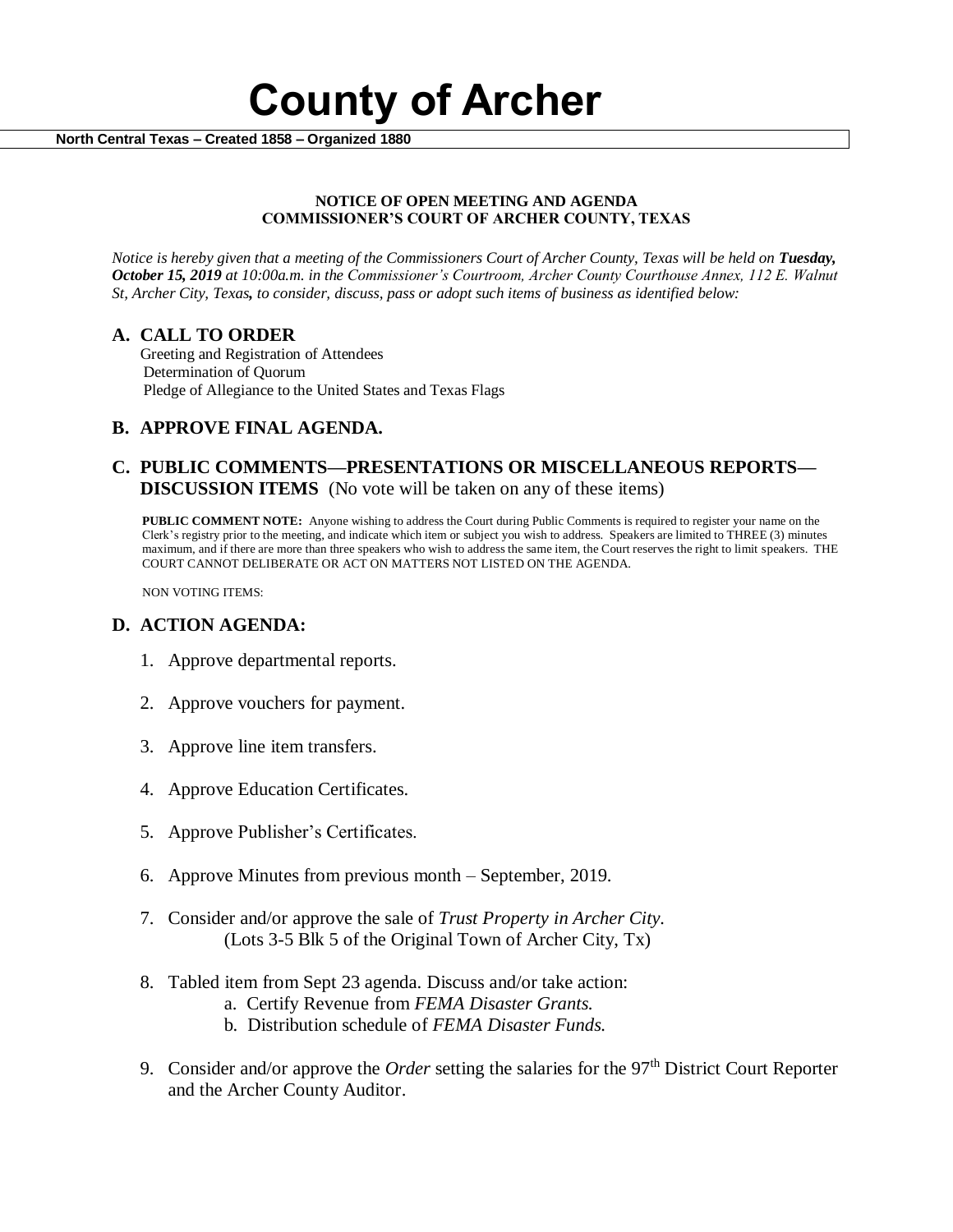# County of Archer

**North Central Texas – Created 1858 – Organized 1880**

**NOTICE OF OPEN MEETING AND AGENDA**
**COMMISSIONER'S COURT OF ARCHER COUNTY, TEXAS**

*Notice is hereby given that a meeting of the Commissioners Court of Archer County, Texas will be held on **Tuesday, October 15, 2019** at 10:00a.m. in the Commissioner's Courtroom, Archer County Courthouse Annex, 112 E. Walnut St, Archer City, Texas**,** to consider, discuss, pass or adopt such items of business as identified below:*

## A. CALL TO ORDER

Greeting and Registration of Attendees
Determination of Quorum
Pledge of Allegiance to the United States and Texas Flags

## B. APPROVE FINAL AGENDA.

## C. PUBLIC COMMENTS—PRESENTATIONS OR MISCELLANEOUS REPORTS—DISCUSSION ITEMS (No vote will be taken on any of these items)

**PUBLIC COMMENT NOTE:** Anyone wishing to address the Court during Public Comments is required to register your name on the Clerk's registry prior to the meeting, and indicate which item or subject you wish to address. Speakers are limited to THREE (3) minutes maximum, and if there are more than three speakers who wish to address the same item, the Court reserves the right to limit speakers. THE COURT CANNOT DELIBERATE OR ACT ON MATTERS NOT LISTED ON THE AGENDA.

NON VOTING ITEMS:

## D. ACTION AGENDA:

1. Approve departmental reports.
2. Approve vouchers for payment.
3. Approve line item transfers.
4. Approve Education Certificates.
5. Approve Publisher's Certificates.
6. Approve Minutes from previous month – September, 2019.
7. Consider and/or approve the sale of *Trust Property in Archer City*.
   (Lots 3-5 Blk 5 of the Original Town of Archer City, Tx)
8. Tabled item from Sept 23 agenda. Discuss and/or take action:
   a. Certify Revenue from *FEMA Disaster Grants.*
   b. Distribution schedule of *FEMA Disaster Funds.*
9. Consider and/or approve the *Order* setting the salaries for the 97th District Court Reporter and the Archer County Auditor.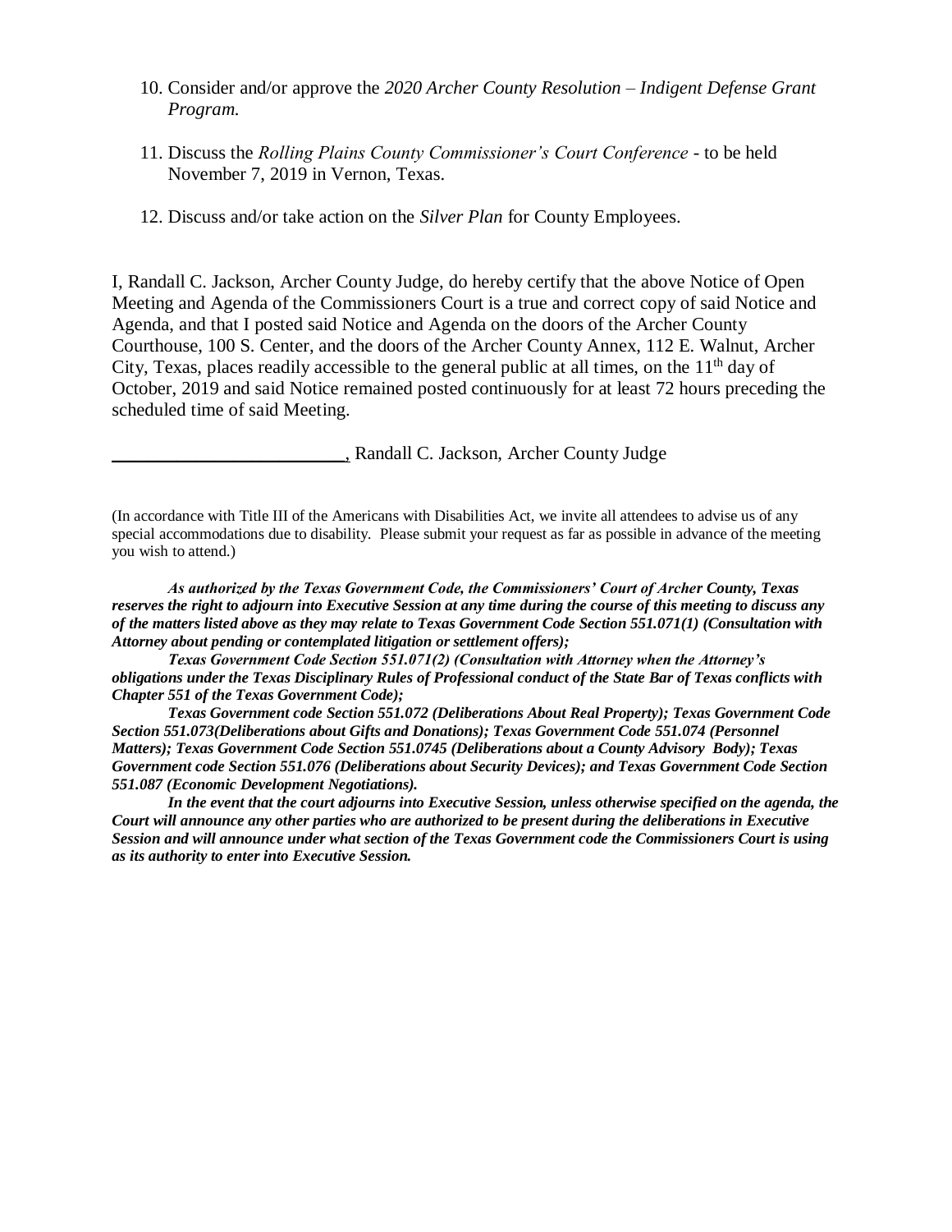10. Consider and/or approve the *2020 Archer County Resolution – Indigent Defense Grant Program.*

11. Discuss the *Rolling Plains County Commissioner's Court Conference* - to be held November 7, 2019 in Vernon, Texas.

12. Discuss and/or take action on the *Silver Plan* for County Employees.

I, Randall C. Jackson, Archer County Judge, do hereby certify that the above Notice of Open Meeting and Agenda of the Commissioners Court is a true and correct copy of said Notice and Agenda, and that I posted said Notice and Agenda on the doors of the Archer County Courthouse, 100 S. Center, and the doors of the Archer County Annex, 112 E. Walnut, Archer City, Texas, places readily accessible to the general public at all times, on the 11th day of October, 2019 and said Notice remained posted continuously for at least 72 hours preceding the scheduled time of said Meeting.

__________________________, Randall C. Jackson, Archer County Judge

(In accordance with Title III of the Americans with Disabilities Act, we invite all attendees to advise us of any special accommodations due to disability. Please submit your request as far as possible in advance of the meeting you wish to attend.)

***As authorized by the Texas Government Code, the Commissioners' Court of Archer County, Texas reserves the right to adjourn into Executive Session at any time during the course of this meeting to discuss any of the matters listed above as they may relate to Texas Government Code Section 551.071(1) (Consultation with Attorney about pending or contemplated litigation or settlement offers);***

***Texas Government Code Section 551.071(2) (Consultation with Attorney when the Attorney's obligations under the Texas Disciplinary Rules of Professional conduct of the State Bar of Texas conflicts with Chapter 551 of the Texas Government Code);***

***Texas Government code Section 551.072 (Deliberations About Real Property); Texas Government Code Section 551.073(Deliberations about Gifts and Donations); Texas Government Code 551.074 (Personnel Matters); Texas Government Code Section 551.0745 (Deliberations about a County Advisory Body); Texas Government code Section 551.076 (Deliberations about Security Devices); and Texas Government Code Section 551.087 (Economic Development Negotiations).***

***In the event that the court adjourns into Executive Session, unless otherwise specified on the agenda, the Court will announce any other parties who are authorized to be present during the deliberations in Executive Session and will announce under what section of the Texas Government code the Commissioners Court is using as its authority to enter into Executive Session.***